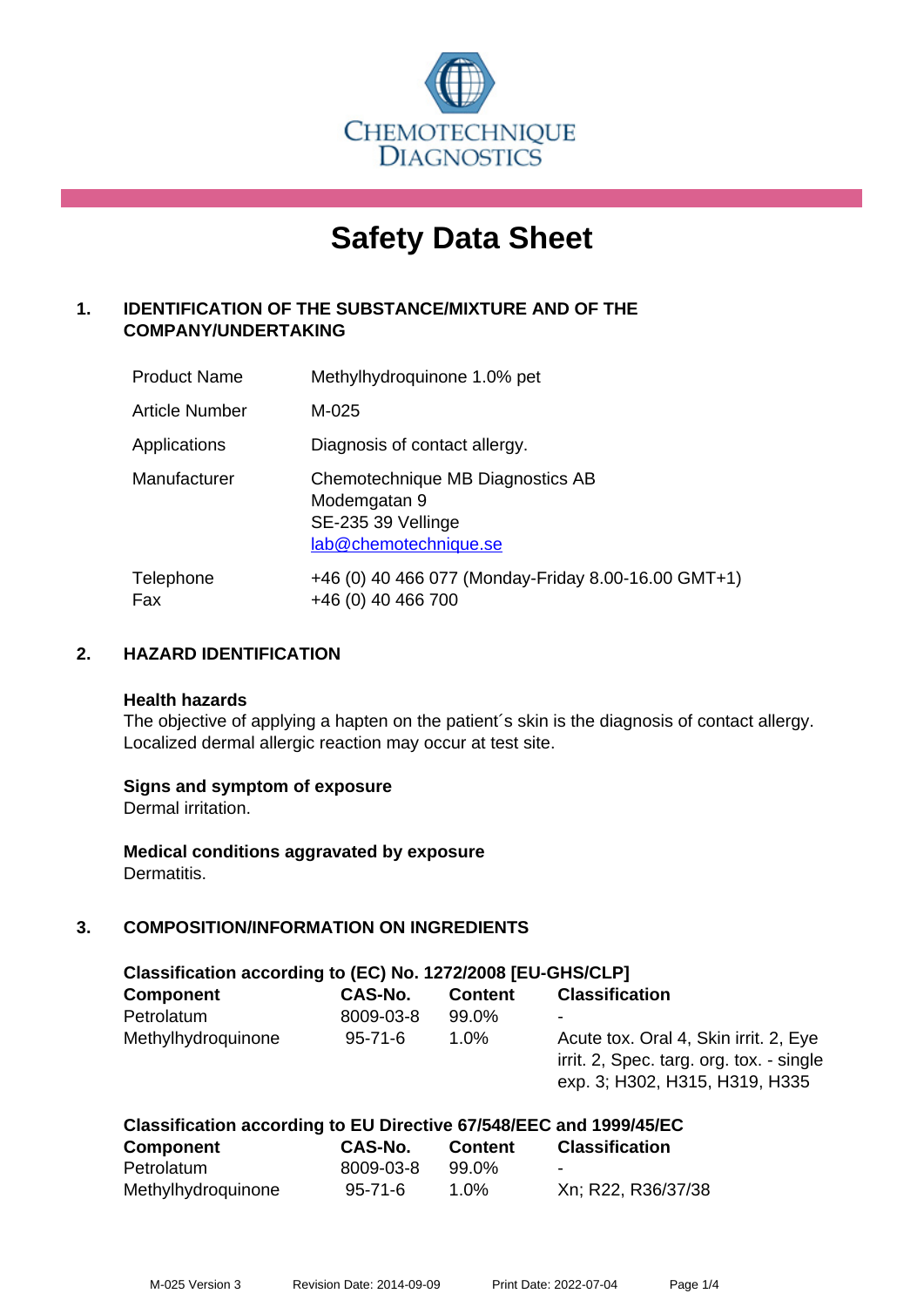CHEMOTECHNIQUE DIAGNOSTICS

# Safety Data Sheet

## 1. IDENTIFICATION OF THE SUBSTANCE/MIXTURE AND OF THE COMPANY/UNDERTAKING

| | |
|---|---|
| Product Name | Methylhydroquinone 1.0% pet |
| Article Number | M-025 |
| Applications | Diagnosis of contact allergy. |
| Manufacturer | Chemotechnique MB Diagnostics AB<br>Modemgatan 9<br>SE-235 39 Vellinge<br>lab@chemotechnique.se |
| Telephone<br>Fax | +46 (0) 40 466 077 (Monday-Friday 8.00-16.00 GMT+1)<br>+46 (0) 40 466 700 |

## 2. HAZARD IDENTIFICATION

**Health hazards**
The objective of applying a hapten on the patient´s skin is the diagnosis of contact allergy. Localized dermal allergic reaction may occur at test site.

**Signs and symptom of exposure**
Dermal irritation.

**Medical conditions aggravated by exposure**
Dermatitis.

## 3. COMPOSITION/INFORMATION ON INGREDIENTS

**Classification according to (EC) No. 1272/2008 [EU-GHS/CLP]**

| Component | CAS-No. | Content | Classification |
|---|---|---|---|
| Petrolatum | 8009-03-8 | 99.0% | - |
| Methylhydroquinone | 95-71-6 | 1.0% | Acute tox. Oral 4, Skin irrit. 2, Eye irrit. 2, Spec. targ. org. tox. - single exp. 3; H302, H315, H319, H335 |

**Classification according to EU Directive 67/548/EEC and 1999/45/EC**

| Component | CAS-No. | Content | Classification |
|---|---|---|---|
| Petrolatum | 8009-03-8 | 99.0% | - |
| Methylhydroquinone | 95-71-6 | 1.0% | Xn; R22, R36/37/38 |

M-025 Version 3 Revision Date: 2014-09-09 Print Date: 2022-07-04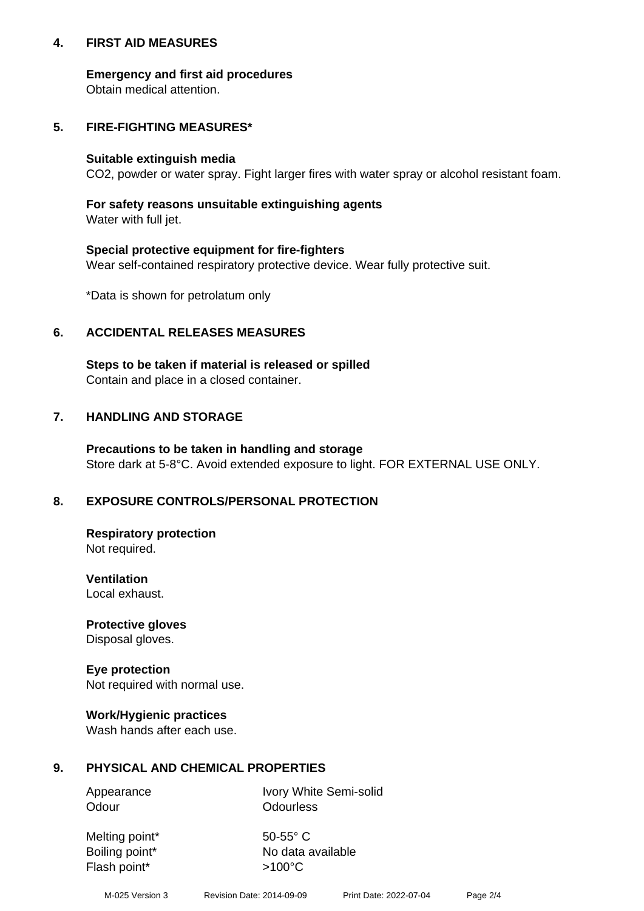## 4. FIRST AID MEASURES

**Emergency and first aid procedures**
Obtain medical attention.

## 5. FIRE-FIGHTING MEASURES*

**Suitable extinguish media**
$CO_2$, powder or water spray. Fight larger fires with water spray or alcohol resistant foam.

**For safety reasons unsuitable extinguishing agents**
Water with full jet.

**Special protective equipment for fire-fighters**
Wear self-contained respiratory protective device. Wear fully protective suit.

*Data is shown for petrolatum only

## 6. ACCIDENTAL RELEASES MEASURES

**Steps to be taken if material is released or spilled**
Contain and place in a closed container.

## 7. HANDLING AND STORAGE

**Precautions to be taken in handling and storage**
Store dark at 5-8°C. Avoid extended exposure to light. FOR EXTERNAL USE ONLY.

## 8. EXPOSURE CONTROLS/PERSONAL PROTECTION

**Respiratory protection**
Not required.

**Ventilation**
Local exhaust.

**Protective gloves**
Disposal gloves.

**Eye protection**
Not required with normal use.

**Work/Hygienic practices**
Wash hands after each use.

## 9. PHYSICAL AND CHEMICAL PROPERTIES

| | |
|---|---|
| Appearance | Ivory White Semi-solid |
| Odour | Odourless |
| Melting point* | 50-55° C |
| Boiling point* | No data available |
| Flash point* | >100°C |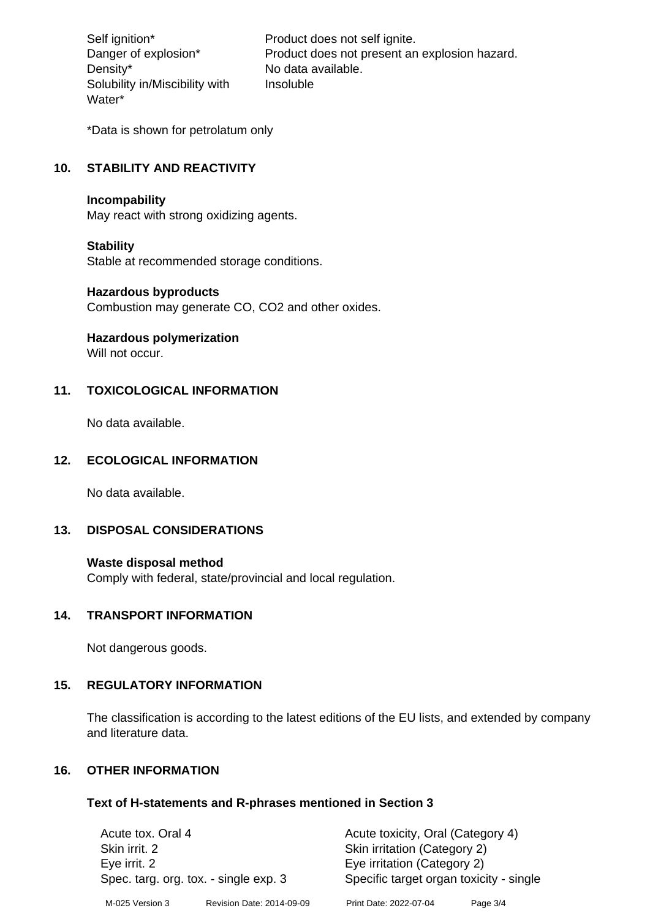| | |
|---|---|
| Self ignition* | Product does not self ignite. |
| Danger of explosion* | Product does not present an explosion hazard. |
| Density* | No data available. |
| Solubility in/Miscibility with Water* | Insoluble |

*Data is shown for petrolatum only

## 10. STABILITY AND REACTIVITY

**Incompability**
May react with strong oxidizing agents.

**Stability**
Stable at recommended storage conditions.

**Hazardous byproducts**
Combustion may generate CO, $CO_2$ and other oxides.

**Hazardous polymerization**
Will not occur.

## 11. TOXICOLOGICAL INFORMATION

No data available.

## 12. ECOLOGICAL INFORMATION

No data available.

## 13. DISPOSAL CONSIDERATIONS

**Waste disposal method**
Comply with federal, state/provincial and local regulation.

## 14. TRANSPORT INFORMATION

Not dangerous goods.

## 15. REGULATORY INFORMATION

The classification is according to the latest editions of the EU lists, and extended by company and literature data.

## 16. OTHER INFORMATION

**Text of H-statements and R-phrases mentioned in Section 3**

| | |
|---|---|
| Acute tox. Oral 4 | Acute toxicity, Oral (Category 4) |
| Skin irrit. 2 | Skin irritation (Category 2) |
| Eye irrit. 2 | Eye irritation (Category 2) |
| Spec. targ. org. tox. - single exp. 3 | Specific target organ toxicity - single |

M-025 Version 3 Revision Date: 2014-09-09 Print Date: 2022-07-04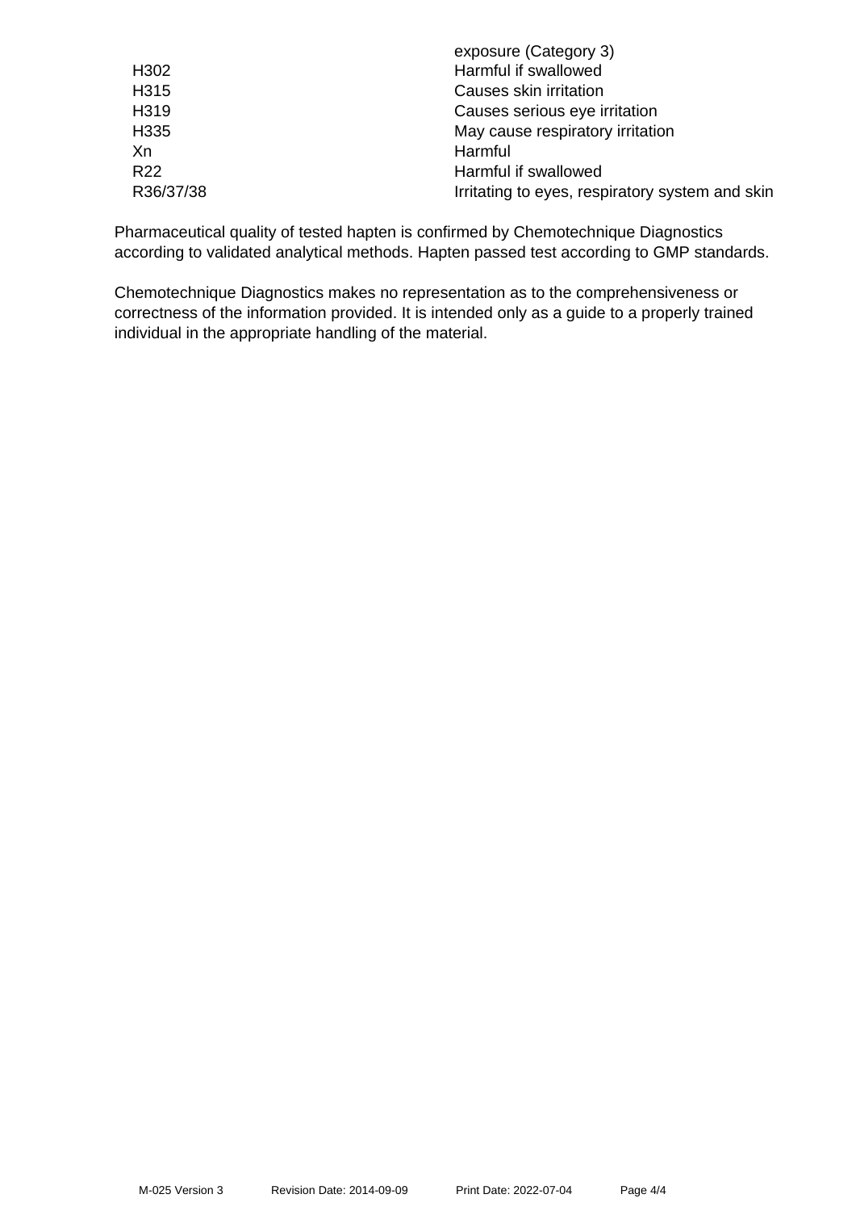| | |
|---|---|
| | exposure (Category 3) |
| H302 | Harmful if swallowed |
| H315 | Causes skin irritation |
| H319 | Causes serious eye irritation |
| H335 | May cause respiratory irritation |
| Xn | Harmful |
| R22 | Harmful if swallowed |
| R36/37/38 | Irritating to eyes, respiratory system and skin |

Pharmaceutical quality of tested hapten is confirmed by Chemotechnique Diagnostics according to validated analytical methods. Hapten passed test according to GMP standards.

Chemotechnique Diagnostics makes no representation as to the comprehensiveness or correctness of the information provided. It is intended only as a guide to a properly trained individual in the appropriate handling of the material.